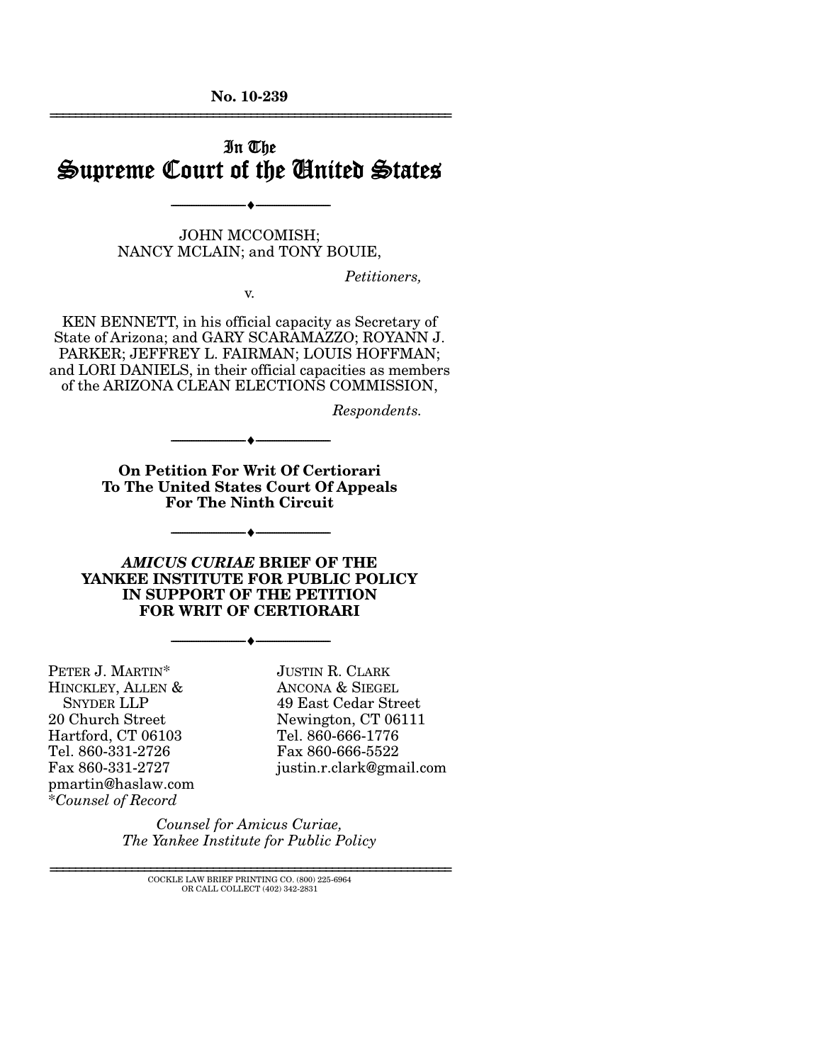No. 10-239

# In The Supreme Court of the United States

JOHN MCCOMISH;
NANCY MCLAIN; and TONY BOUIE,

*Petitioners,*

v.

KEN BENNETT, in his official capacity as Secretary of State of Arizona; and GARY SCARAMAZZO; ROYANN J. PARKER; JEFFREY L. FAIRMAN; LOUIS HOFFMAN; and LORI DANIELS, in their official capacities as members of the ARIZONA CLEAN ELECTIONS COMMISSION,

*Respondents.*

**On Petition For Writ Of Certiorari To The United States Court Of Appeals For The Ninth Circuit**

***AMICUS CURIAE* BRIEF OF THE YANKEE INSTITUTE FOR PUBLIC POLICY IN SUPPORT OF THE PETITION FOR WRIT OF CERTIORARI**

PETER J. MARTIN*
HINCKLEY, ALLEN & SNYDER LLP
20 Church Street
Hartford, CT 06103
Tel. 860-331-2726
Fax 860-331-2727
pmartin@haslaw.com
*\*Counsel of Record*

JUSTIN R. CLARK
ANCONA & SIEGEL
49 East Cedar Street
Newington, CT 06111
Tel. 860-666-1776
Fax 860-666-5522
justin.r.clark@gmail.com

*Counsel for Amicus Curiae, The Yankee Institute for Public Policy*

COCKLE LAW BRIEF PRINTING CO. (800) 225-6964
OR CALL COLLECT (402) 342-2831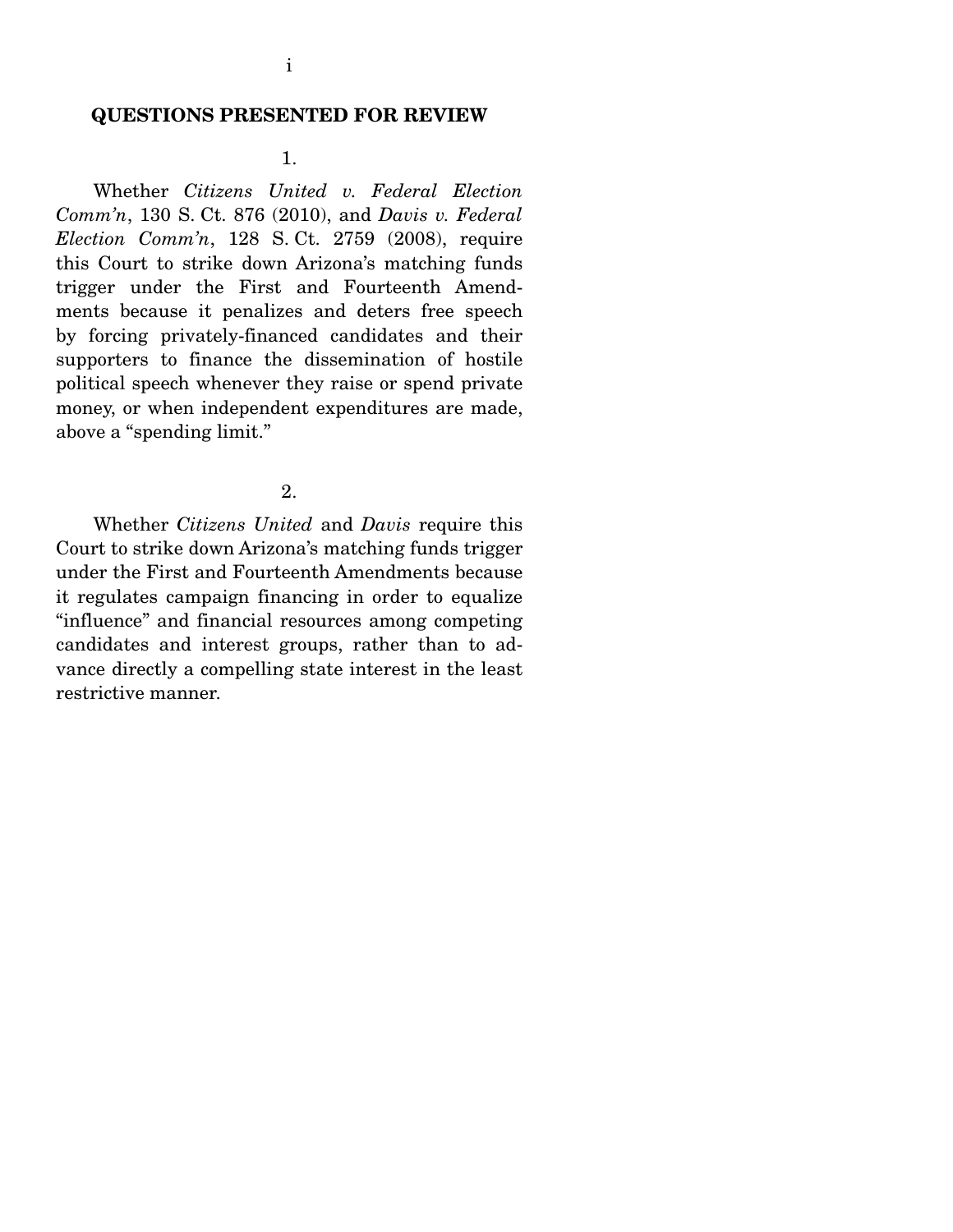## QUESTIONS PRESENTED FOR REVIEW

1.

Whether *Citizens United v. Federal Election Comm'n*, 130 S. Ct. 876 (2010), and *Davis v. Federal Election Comm'n*, 128 S. Ct. 2759 (2008), require this Court to strike down Arizona's matching funds trigger under the First and Fourteenth Amendments because it penalizes and deters free speech by forcing privately-financed candidates and their supporters to finance the dissemination of hostile political speech whenever they raise or spend private money, or when independent expenditures are made, above a "spending limit."

2.

Whether *Citizens United* and *Davis* require this Court to strike down Arizona's matching funds trigger under the First and Fourteenth Amendments because it regulates campaign financing in order to equalize "influence" and financial resources among competing candidates and interest groups, rather than to advance directly a compelling state interest in the least restrictive manner.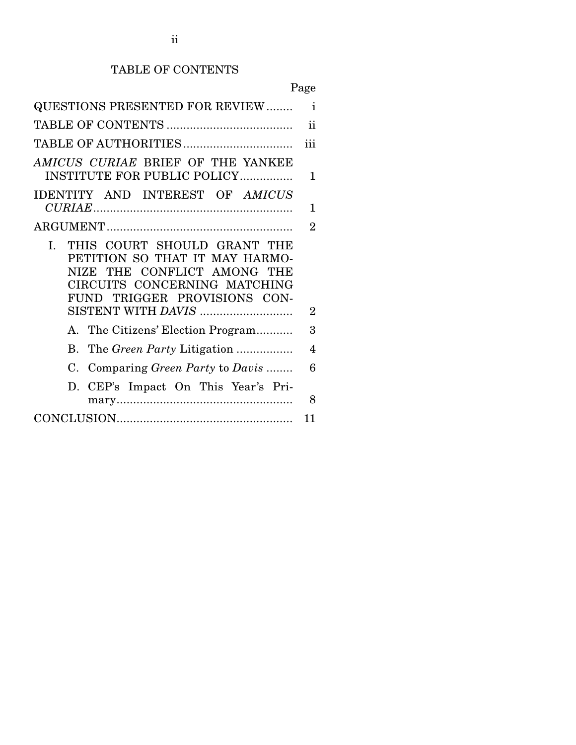# TABLE OF CONTENTS

| | Page |
|---|---|
| QUESTIONS PRESENTED FOR REVIEW | i |
| TABLE OF CONTENTS | ii |
| TABLE OF AUTHORITIES | iii |
| *AMICUS CURIAE* BRIEF OF THE YANKEE INSTITUTE FOR PUBLIC POLICY | 1 |
| IDENTITY AND INTEREST OF *AMICUS CURIAE* | 1 |
| ARGUMENT | 2 |
| I. THIS COURT SHOULD GRANT THE PETITION SO THAT IT MAY HARMONIZE THE CONFLICT AMONG THE CIRCUITS CONCERNING MATCHING FUND TRIGGER PROVISIONS CONSISTENT WITH *DAVIS* | 2 |
| A. The Citizens' Election Program | 3 |
| B. The *Green Party* Litigation | 4 |
| C. Comparing *Green Party* to *Davis* | 6 |
| D. CEP's Impact On This Year's Primary | 8 |
| CONCLUSION | 11 |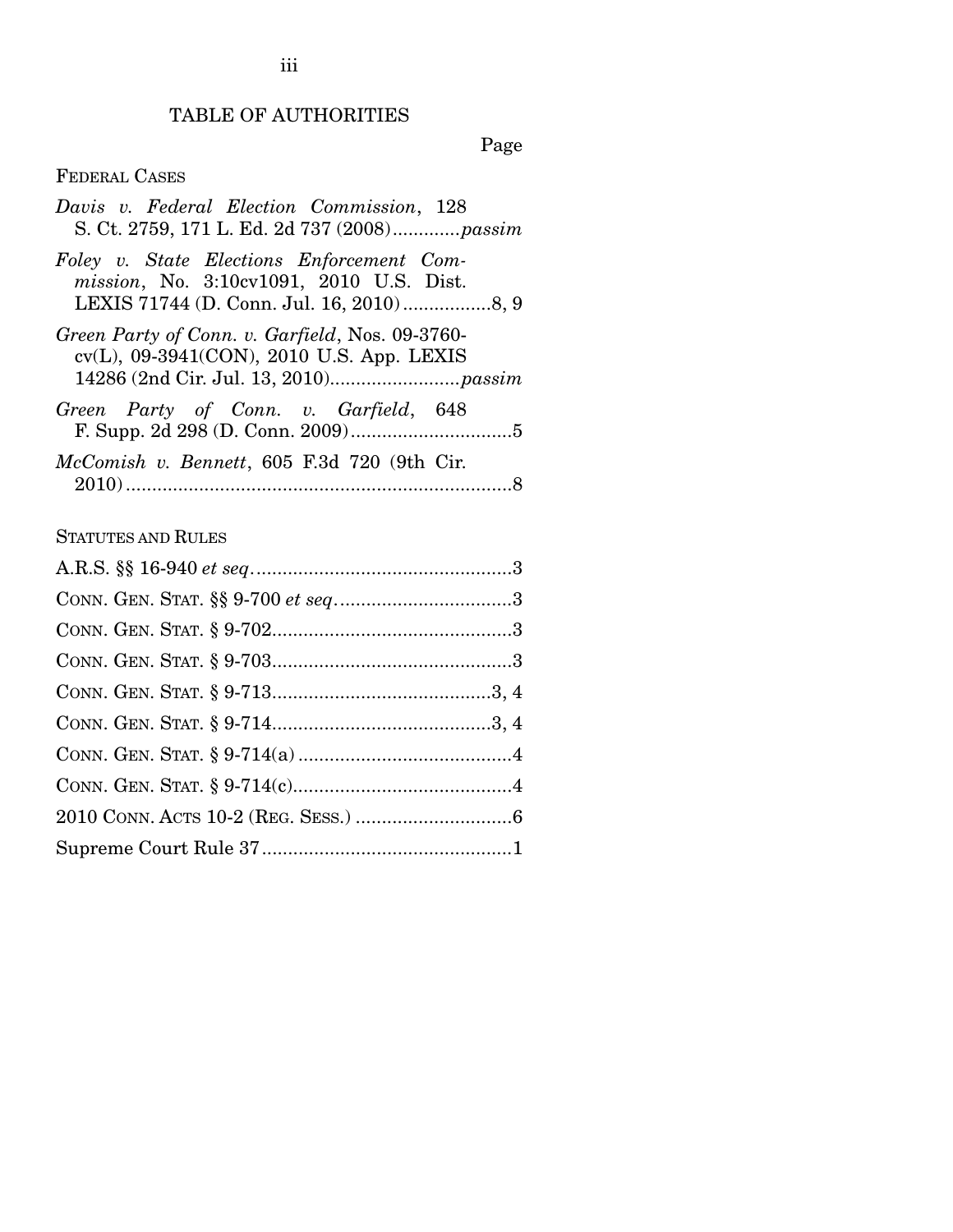# TABLE OF AUTHORITIES

Page

FEDERAL CASES

*Davis v. Federal Election Commission*, 128 S. Ct. 2759, 171 L. Ed. 2d 737 (2008).............*passim*

*Foley v. State Elections Enforcement Commission*, No. 3:10cv1091, 2010 U.S. Dist. LEXIS 71744 (D. Conn. Jul. 16, 2010).................8, 9

*Green Party of Conn. v. Garfield*, Nos. 09-3760-cv(L), 09-3941(CON), 2010 U.S. App. LEXIS 14286 (2nd Cir. Jul. 13, 2010).........................*passim*

*Green Party of Conn. v. Garfield*, 648 F. Supp. 2d 298 (D. Conn. 2009)...............................5

*McComish v. Bennett*, 605 F.3d 720 (9th Cir. 2010)..........................................................................8

STATUTES AND RULES

A.R.S. §§ 16-940 *et seq*.................................................3

CONN. GEN. STAT. §§ 9-700 *et seq*.................................3

CONN. GEN. STAT. § 9-702.............................................3

CONN. GEN. STAT. § 9-703.............................................3

CONN. GEN. STAT. § 9-713..........................................3, 4

CONN. GEN. STAT. § 9-714..........................................3, 4

CONN. GEN. STAT. § 9-714(a).........................................4

CONN. GEN. STAT. § 9-714(c)..........................................4

2010 CONN. ACTS 10-2 (REG. SESS.) ..............................6

Supreme Court Rule 37................................................1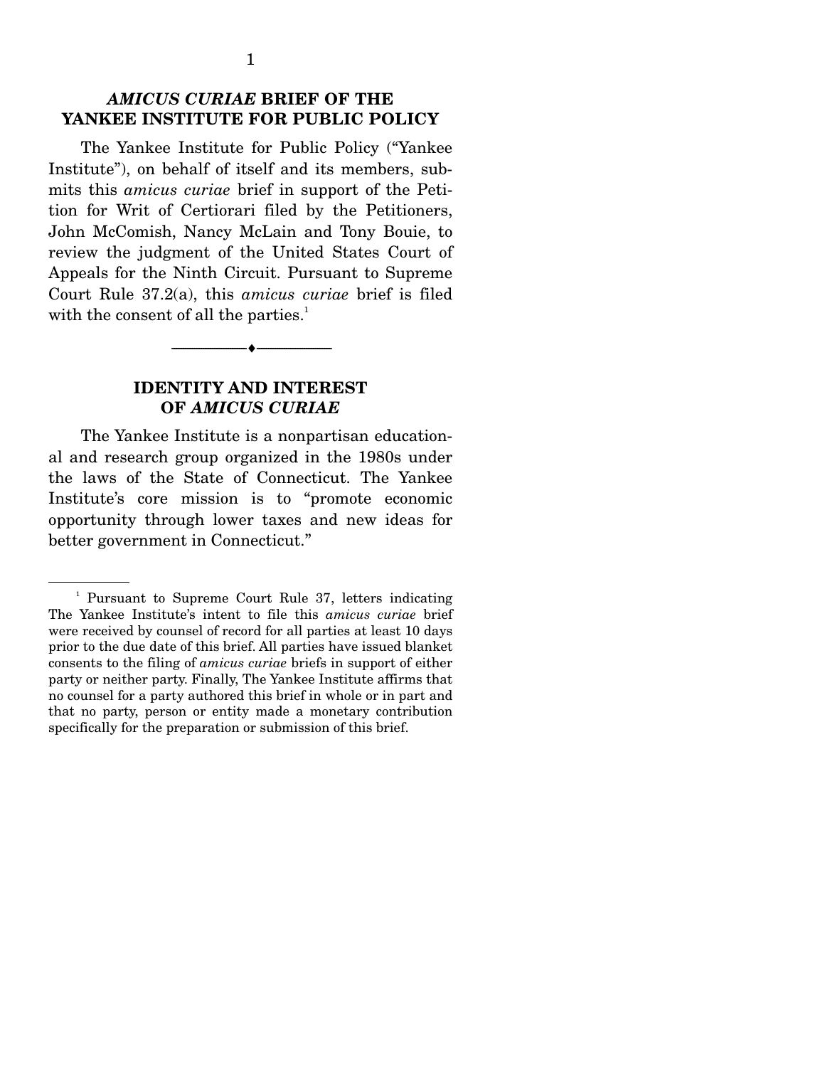## *AMICUS CURIAE* BRIEF OF THE YANKEE INSTITUTE FOR PUBLIC POLICY

The Yankee Institute for Public Policy ("Yankee Institute"), on behalf of itself and its members, submits this *amicus curiae* brief in support of the Petition for Writ of Certiorari filed by the Petitioners, John McComish, Nancy McLain and Tony Bouie, to review the judgment of the United States Court of Appeals for the Ninth Circuit. Pursuant to Supreme Court Rule 37.2(a), this *amicus curiae* brief is filed with the consent of all the parties.[1]

---

## IDENTITY AND INTEREST OF *AMICUS CURIAE*

The Yankee Institute is a nonpartisan educational and research group organized in the 1980s under the laws of the State of Connecticut. The Yankee Institute's core mission is to "promote economic opportunity through lower taxes and new ideas for better government in Connecticut."

---

[1] Pursuant to Supreme Court Rule 37, letters indicating The Yankee Institute's intent to file this *amicus curiae* brief were received by counsel of record for all parties at least 10 days prior to the due date of this brief. All parties have issued blanket consents to the filing of *amicus curiae* briefs in support of either party or neither party. Finally, The Yankee Institute affirms that no counsel for a party authored this brief in whole or in part and that no party, person or entity made a monetary contribution specifically for the preparation or submission of this brief.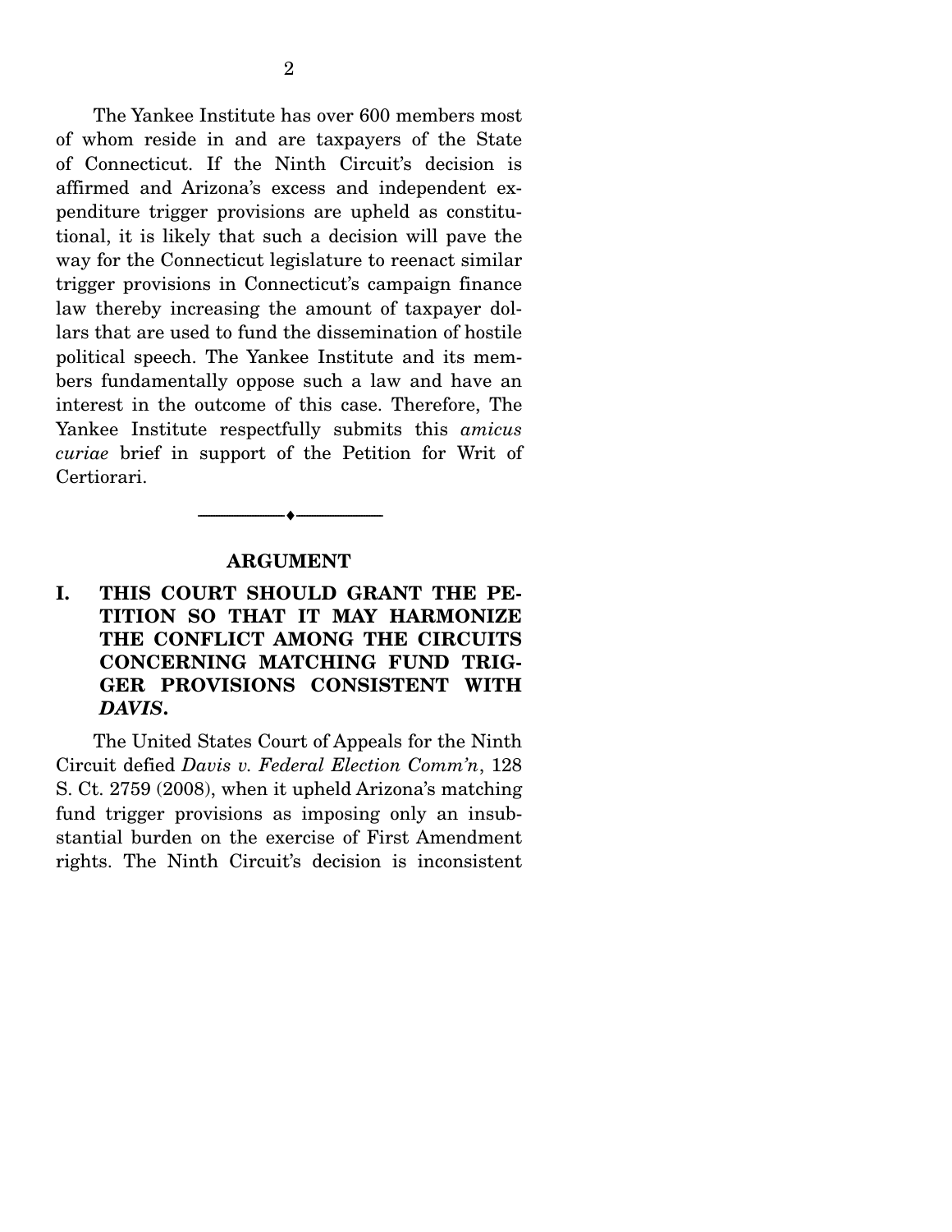The Yankee Institute has over 600 members most of whom reside in and are taxpayers of the State of Connecticut. If the Ninth Circuit's decision is affirmed and Arizona's excess and independent expenditure trigger provisions are upheld as constitutional, it is likely that such a decision will pave the way for the Connecticut legislature to reenact similar trigger provisions in Connecticut's campaign finance law thereby increasing the amount of taxpayer dollars that are used to fund the dissemination of hostile political speech. The Yankee Institute and its members fundamentally oppose such a law and have an interest in the outcome of this case. Therefore, The Yankee Institute respectfully submits this *amicus curiae* brief in support of the Petition for Writ of Certiorari.

---

## ARGUMENT

### I. THIS COURT SHOULD GRANT THE PETITION SO THAT IT MAY HARMONIZE THE CONFLICT AMONG THE CIRCUITS CONCERNING MATCHING FUND TRIGGER PROVISIONS CONSISTENT WITH *DAVIS*.

The United States Court of Appeals for the Ninth Circuit defied *Davis v. Federal Election Comm'n*, 128 S. Ct. 2759 (2008), when it upheld Arizona's matching fund trigger provisions as imposing only an insubstantial burden on the exercise of First Amendment rights. The Ninth Circuit's decision is inconsistent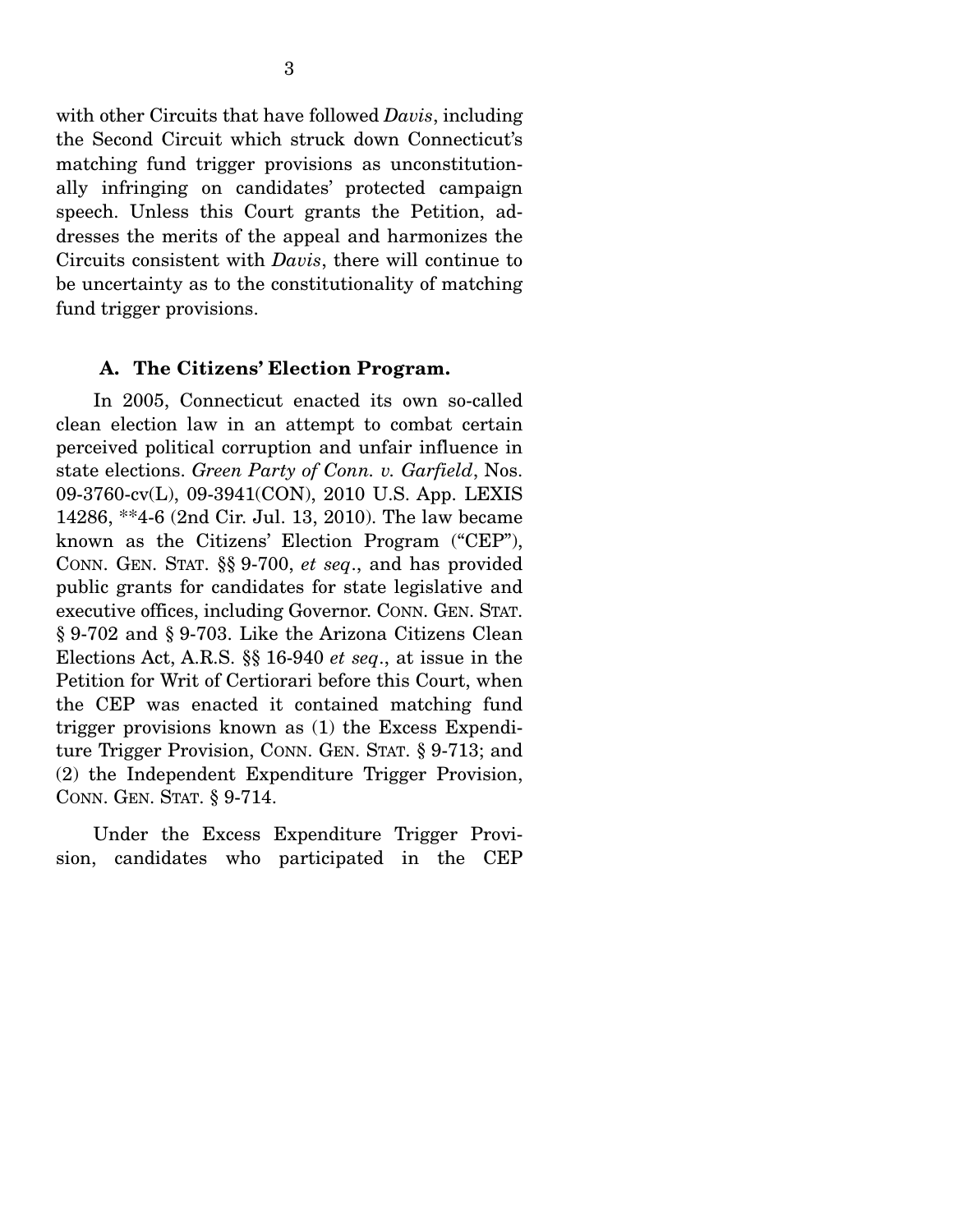with other Circuits that have followed *Davis*, including the Second Circuit which struck down Connecticut's matching fund trigger provisions as unconstitutionally infringing on candidates' protected campaign speech. Unless this Court grants the Petition, addresses the merits of the appeal and harmonizes the Circuits consistent with *Davis*, there will continue to be uncertainty as to the constitutionality of matching fund trigger provisions.

### A. The Citizens' Election Program.

In 2005, Connecticut enacted its own so-called clean election law in an attempt to combat certain perceived political corruption and unfair influence in state elections. *Green Party of Conn. v. Garfield*, Nos. 09-3760-cv(L), 09-3941(CON), 2010 U.S. App. LEXIS 14286, **4-6 (2nd Cir. Jul. 13, 2010). The law became known as the Citizens' Election Program ("CEP"), CONN. GEN. STAT. §§ 9-700, *et seq*., and has provided public grants for candidates for state legislative and executive offices, including Governor. CONN. GEN. STAT. § 9-702 and § 9-703. Like the Arizona Citizens Clean Elections Act, A.R.S. §§ 16-940 *et seq*., at issue in the Petition for Writ of Certiorari before this Court, when the CEP was enacted it contained matching fund trigger provisions known as (1) the Excess Expenditure Trigger Provision, CONN. GEN. STAT. § 9-713; and (2) the Independent Expenditure Trigger Provision, CONN. GEN. STAT. § 9-714.

Under the Excess Expenditure Trigger Provision, candidates who participated in the CEP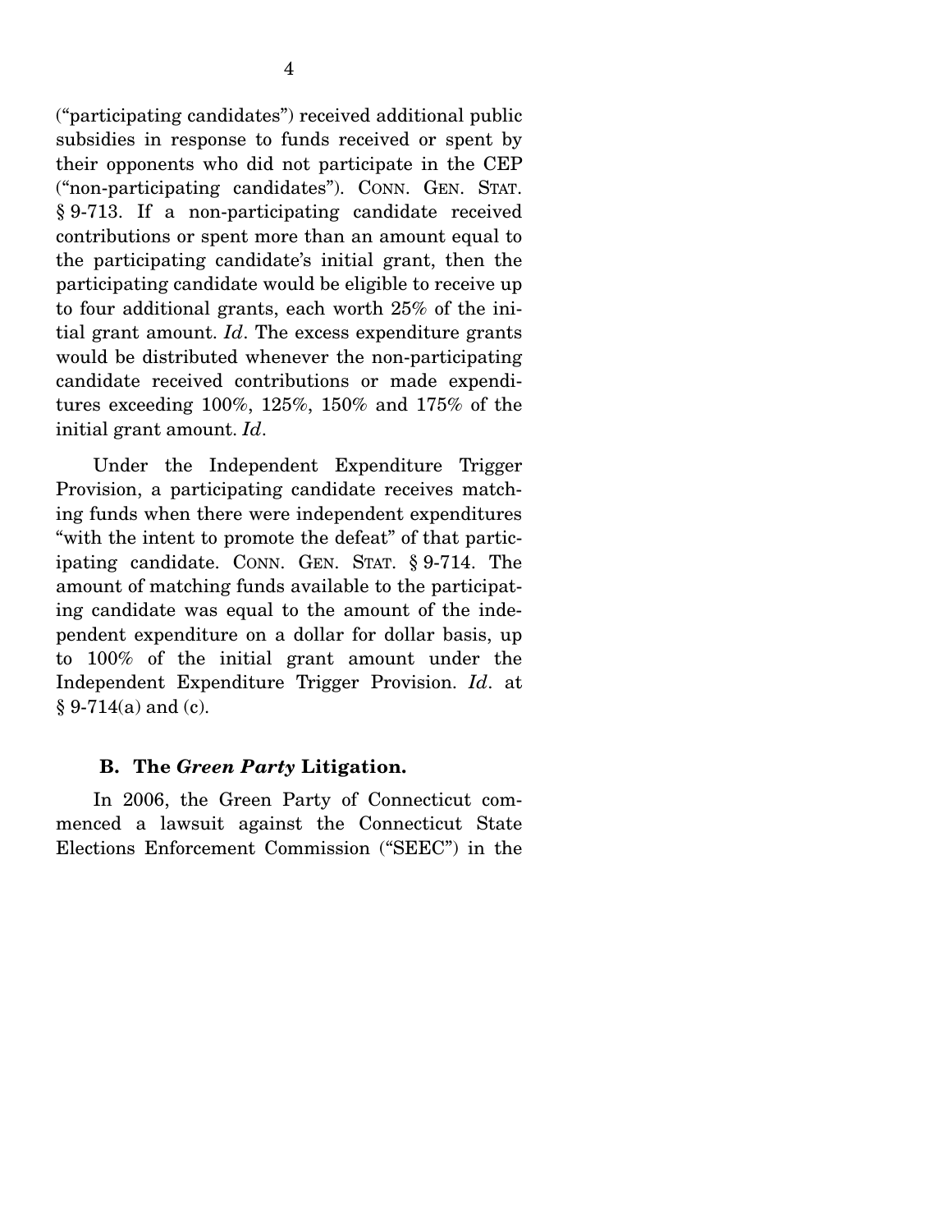("participating candidates") received additional public subsidies in response to funds received or spent by their opponents who did not participate in the CEP ("non-participating candidates"). CONN. GEN. STAT. § 9-713. If a non-participating candidate received contributions or spent more than an amount equal to the participating candidate's initial grant, then the participating candidate would be eligible to receive up to four additional grants, each worth 25% of the initial grant amount. *Id*. The excess expenditure grants would be distributed whenever the non-participating candidate received contributions or made expenditures exceeding 100%, 125%, 150% and 175% of the initial grant amount. *Id*.

Under the Independent Expenditure Trigger Provision, a participating candidate receives matching funds when there were independent expenditures "with the intent to promote the defeat" of that participating candidate. CONN. GEN. STAT. § 9-714. The amount of matching funds available to the participating candidate was equal to the amount of the independent expenditure on a dollar for dollar basis, up to 100% of the initial grant amount under the Independent Expenditure Trigger Provision. *Id*. at § 9-714(a) and (c).

### B. The *Green Party* Litigation.

In 2006, the Green Party of Connecticut commenced a lawsuit against the Connecticut State Elections Enforcement Commission ("SEEC") in the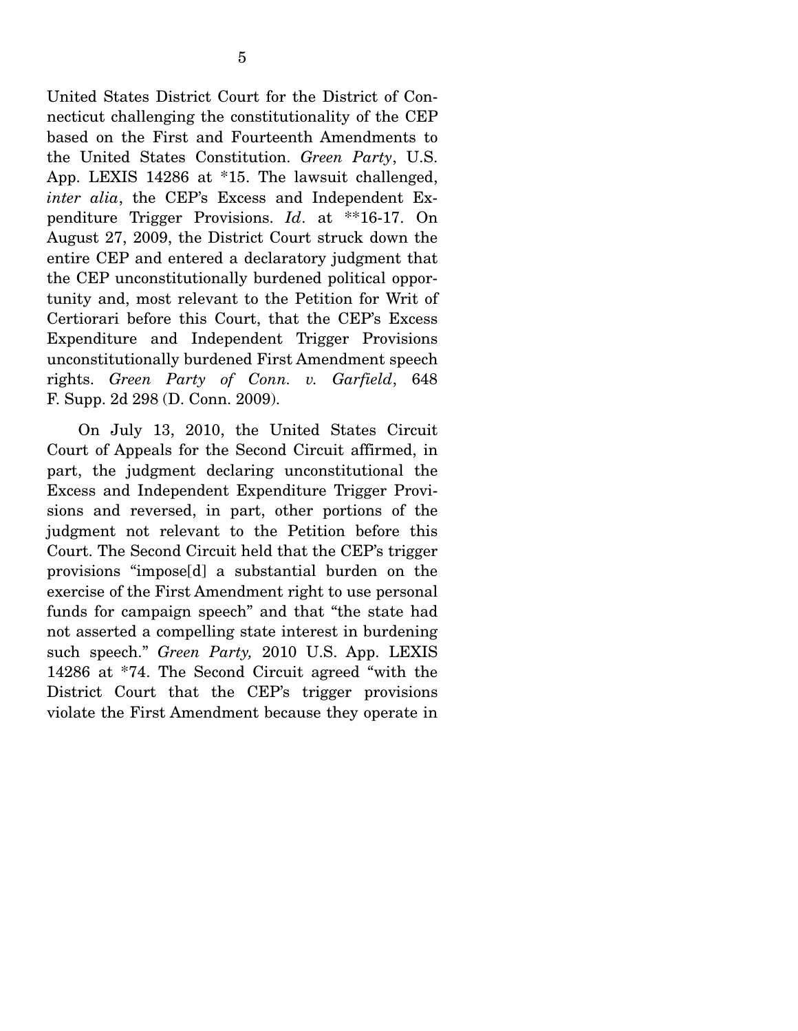United States District Court for the District of Connecticut challenging the constitutionality of the CEP based on the First and Fourteenth Amendments to the United States Constitution. *Green Party*, U.S. App. LEXIS 14286 at *15. The lawsuit challenged, *inter alia*, the CEP's Excess and Independent Expenditure Trigger Provisions. *Id*. at **16-17. On August 27, 2009, the District Court struck down the entire CEP and entered a declaratory judgment that the CEP unconstitutionally burdened political opportunity and, most relevant to the Petition for Writ of Certiorari before this Court, that the CEP's Excess Expenditure and Independent Trigger Provisions unconstitutionally burdened First Amendment speech rights. *Green Party of Conn. v. Garfield*, 648 F. Supp. 2d 298 (D. Conn. 2009).

On July 13, 2010, the United States Circuit Court of Appeals for the Second Circuit affirmed, in part, the judgment declaring unconstitutional the Excess and Independent Expenditure Trigger Provisions and reversed, in part, other portions of the judgment not relevant to the Petition before this Court. The Second Circuit held that the CEP's trigger provisions "impose[d] a substantial burden on the exercise of the First Amendment right to use personal funds for campaign speech" and that "the state had not asserted a compelling state interest in burdening such speech." *Green Party,* 2010 U.S. App. LEXIS 14286 at *74. The Second Circuit agreed "with the District Court that the CEP's trigger provisions violate the First Amendment because they operate in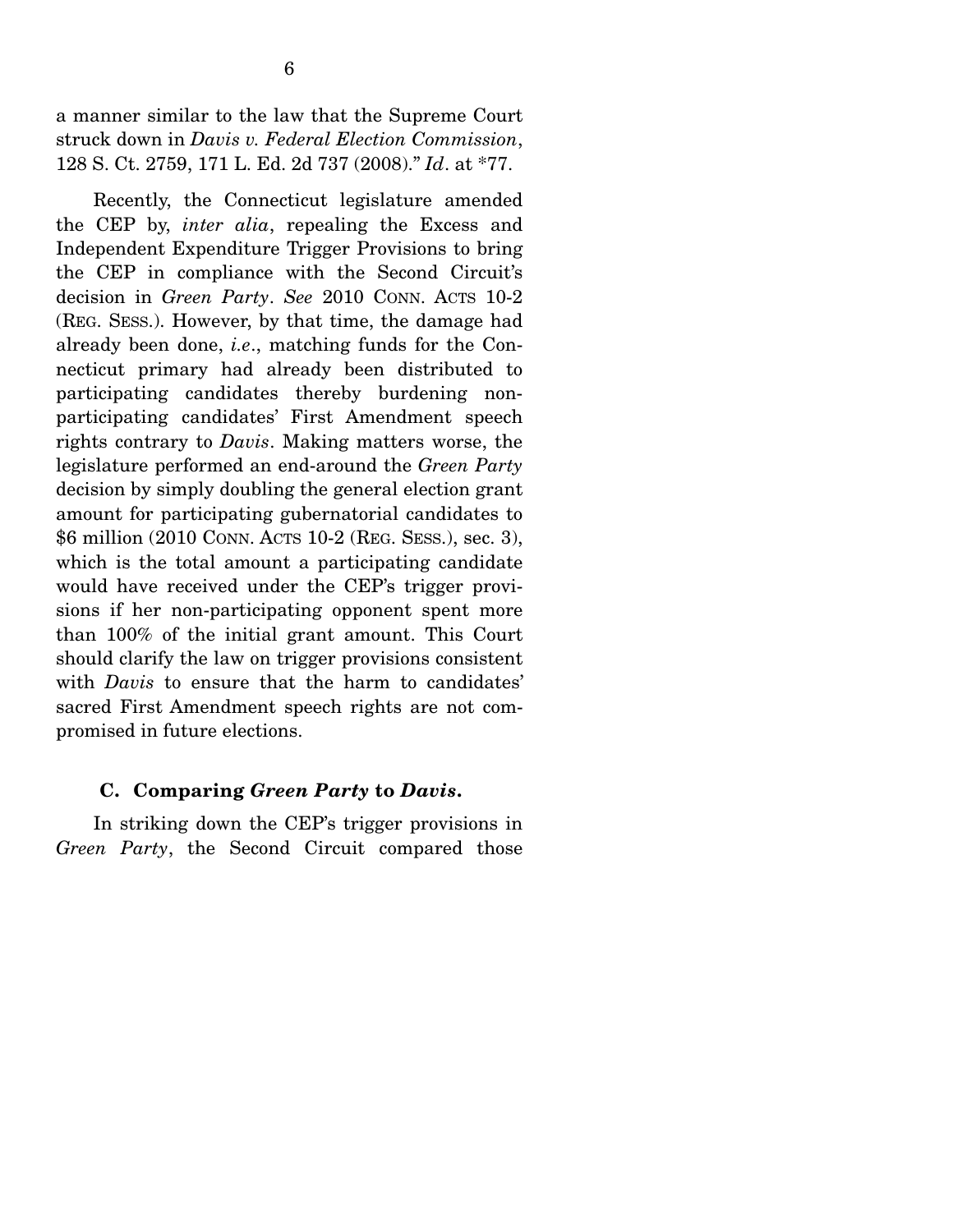a manner similar to the law that the Supreme Court struck down in *Davis v. Federal Election Commission*, 128 S. Ct. 2759, 171 L. Ed. 2d 737 (2008)." *Id*. at *77.

Recently, the Connecticut legislature amended the CEP by, *inter alia*, repealing the Excess and Independent Expenditure Trigger Provisions to bring the CEP in compliance with the Second Circuit's decision in *Green Party*. *See* 2010 CONN. ACTS 10-2 (REG. SESS.). However, by that time, the damage had already been done, *i.e*., matching funds for the Connecticut primary had already been distributed to participating candidates thereby burdening non-participating candidates' First Amendment speech rights contrary to *Davis*. Making matters worse, the legislature performed an end-around the *Green Party* decision by simply doubling the general election grant amount for participating gubernatorial candidates to $6 million (2010 CONN. ACTS 10-2 (REG. SESS.), sec. 3), which is the total amount a participating candidate would have received under the CEP's trigger provisions if her non-participating opponent spent more than 100% of the initial grant amount. This Court should clarify the law on trigger provisions consistent with *Davis* to ensure that the harm to candidates' sacred First Amendment speech rights are not compromised in future elections.

### C. Comparing *Green Party* to *Davis*.

In striking down the CEP's trigger provisions in *Green Party*, the Second Circuit compared those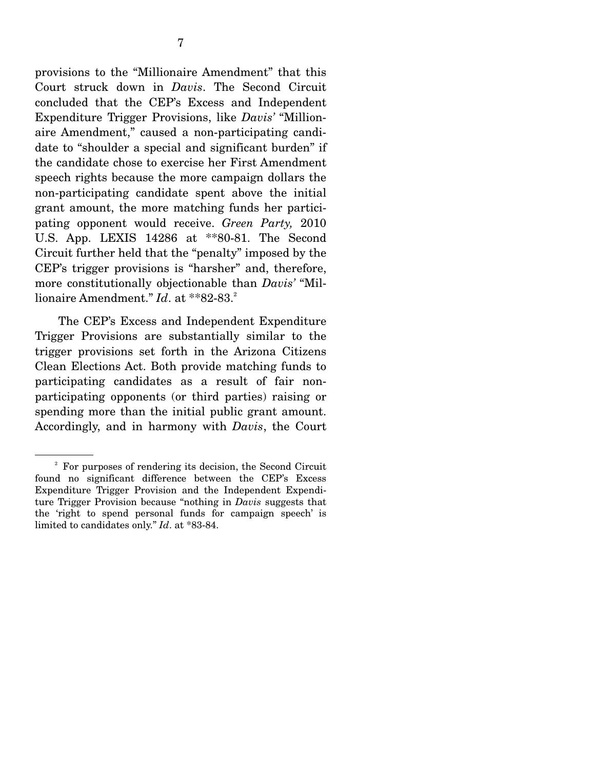provisions to the "Millionaire Amendment" that this Court struck down in *Davis*. The Second Circuit concluded that the CEP's Excess and Independent Expenditure Trigger Provisions, like *Davis'* "Millionaire Amendment," caused a non-participating candidate to "shoulder a special and significant burden" if the candidate chose to exercise her First Amendment speech rights because the more campaign dollars the non-participating candidate spent above the initial grant amount, the more matching funds her participating opponent would receive. *Green Party,* 2010 U.S. App. LEXIS 14286 at **80-81. The Second Circuit further held that the "penalty" imposed by the CEP's trigger provisions is "harsher" and, therefore, more constitutionally objectionable than *Davis'* "Millionaire Amendment." *Id*. at **82-83.[2]

The CEP's Excess and Independent Expenditure Trigger Provisions are substantially similar to the trigger provisions set forth in the Arizona Citizens Clean Elections Act. Both provide matching funds to participating candidates as a result of fair non-participating opponents (or third parties) raising or spending more than the initial public grant amount. Accordingly, and in harmony with *Davis*, the Court

---

[2] For purposes of rendering its decision, the Second Circuit found no significant difference between the CEP's Excess Expenditure Trigger Provision and the Independent Expenditure Trigger Provision because "nothing in *Davis* suggests that the 'right to spend personal funds for campaign speech' is limited to candidates only." *Id*. at *83-84.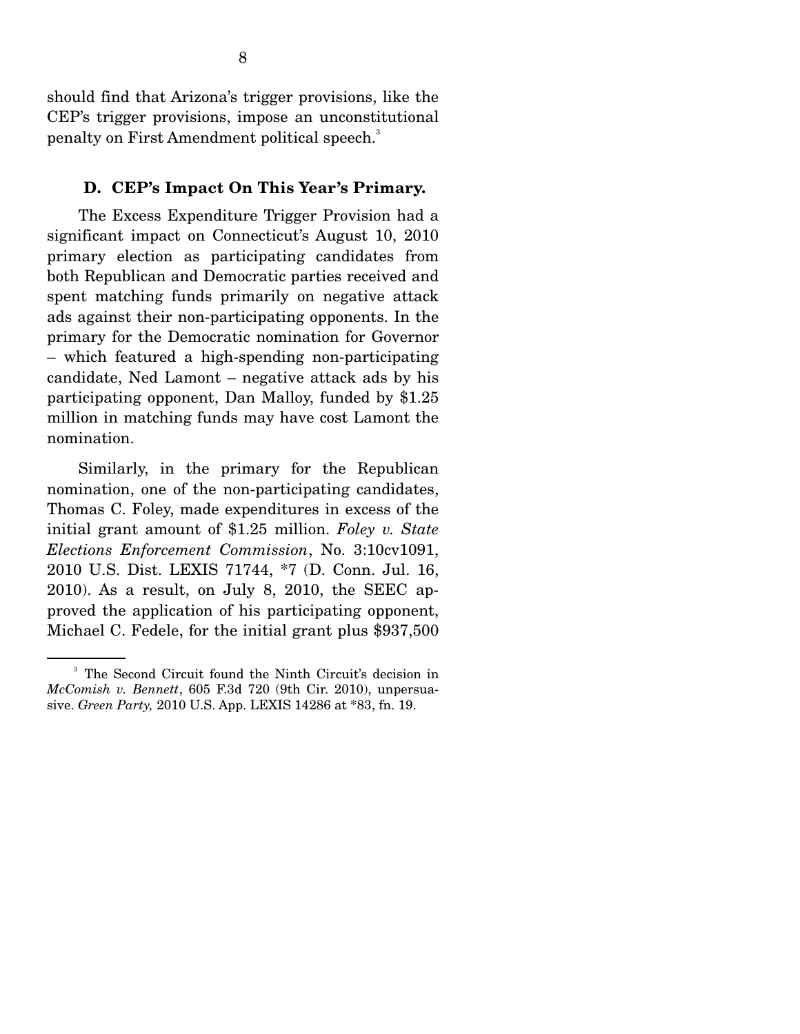should find that Arizona's trigger provisions, like the CEP's trigger provisions, impose an unconstitutional penalty on First Amendment political speech.[3]

### D. CEP's Impact On This Year's Primary.

The Excess Expenditure Trigger Provision had a significant impact on Connecticut's August 10, 2010 primary election as participating candidates from both Republican and Democratic parties received and spent matching funds primarily on negative attack ads against their non-participating opponents. In the primary for the Democratic nomination for Governor – which featured a high-spending non-participating candidate, Ned Lamont – negative attack ads by his participating opponent, Dan Malloy, funded by $1.25 million in matching funds may have cost Lamont the nomination.

Similarly, in the primary for the Republican nomination, one of the non-participating candidates, Thomas C. Foley, made expenditures in excess of the initial grant amount of $1.25 million. *Foley v. State Elections Enforcement Commission*, No. 3:10cv1091, 2010 U.S. Dist. LEXIS 71744, *7 (D. Conn. Jul. 16, 2010). As a result, on July 8, 2010, the SEEC approved the application of his participating opponent, Michael C. Fedele, for the initial grant plus $937,500

---

[3] The Second Circuit found the Ninth Circuit's decision in *McComish v. Bennett*, 605 F.3d 720 (9th Cir. 2010), unpersuasive. *Green Party,* 2010 U.S. App. LEXIS 14286 at *83, fn. 19.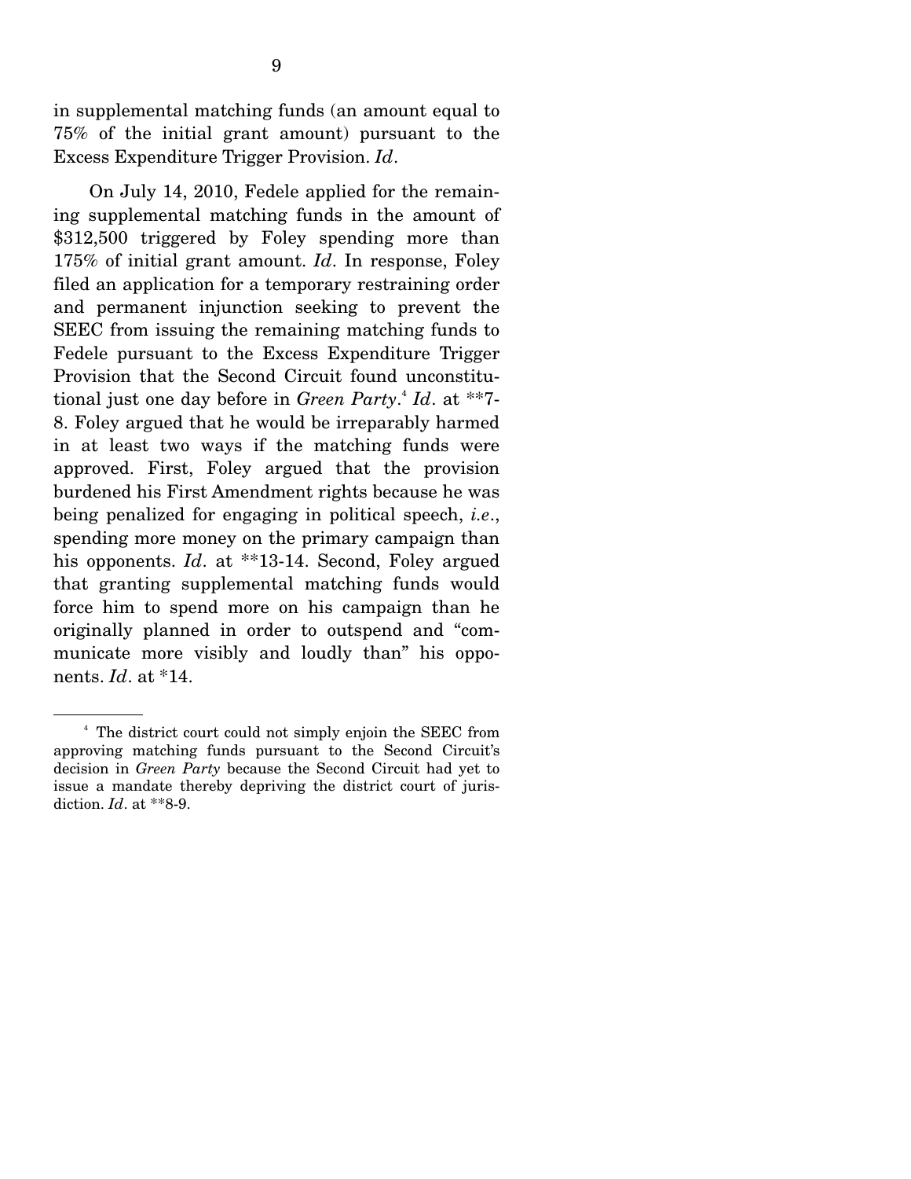in supplemental matching funds (an amount equal to 75% of the initial grant amount) pursuant to the Excess Expenditure Trigger Provision. *Id*.

On July 14, 2010, Fedele applied for the remaining supplemental matching funds in the amount of $312,500 triggered by Foley spending more than 175% of initial grant amount. *Id*. In response, Foley filed an application for a temporary restraining order and permanent injunction seeking to prevent the SEEC from issuing the remaining matching funds to Fedele pursuant to the Excess Expenditure Trigger Provision that the Second Circuit found unconstitutional just one day before in *Green Party*.[4] *Id*. at **7-8. Foley argued that he would be irreparably harmed in at least two ways if the matching funds were approved. First, Foley argued that the provision burdened his First Amendment rights because he was being penalized for engaging in political speech, *i.e.*, spending more money on the primary campaign than his opponents. *Id*. at **13-14. Second, Foley argued that granting supplemental matching funds would force him to spend more on his campaign than he originally planned in order to outspend and "communicate more visibly and loudly than" his opponents. *Id*. at *14.

---

[4] The district court could not simply enjoin the SEEC from approving matching funds pursuant to the Second Circuit's decision in *Green Party* because the Second Circuit had yet to issue a mandate thereby depriving the district court of jurisdiction. *Id*. at **8-9.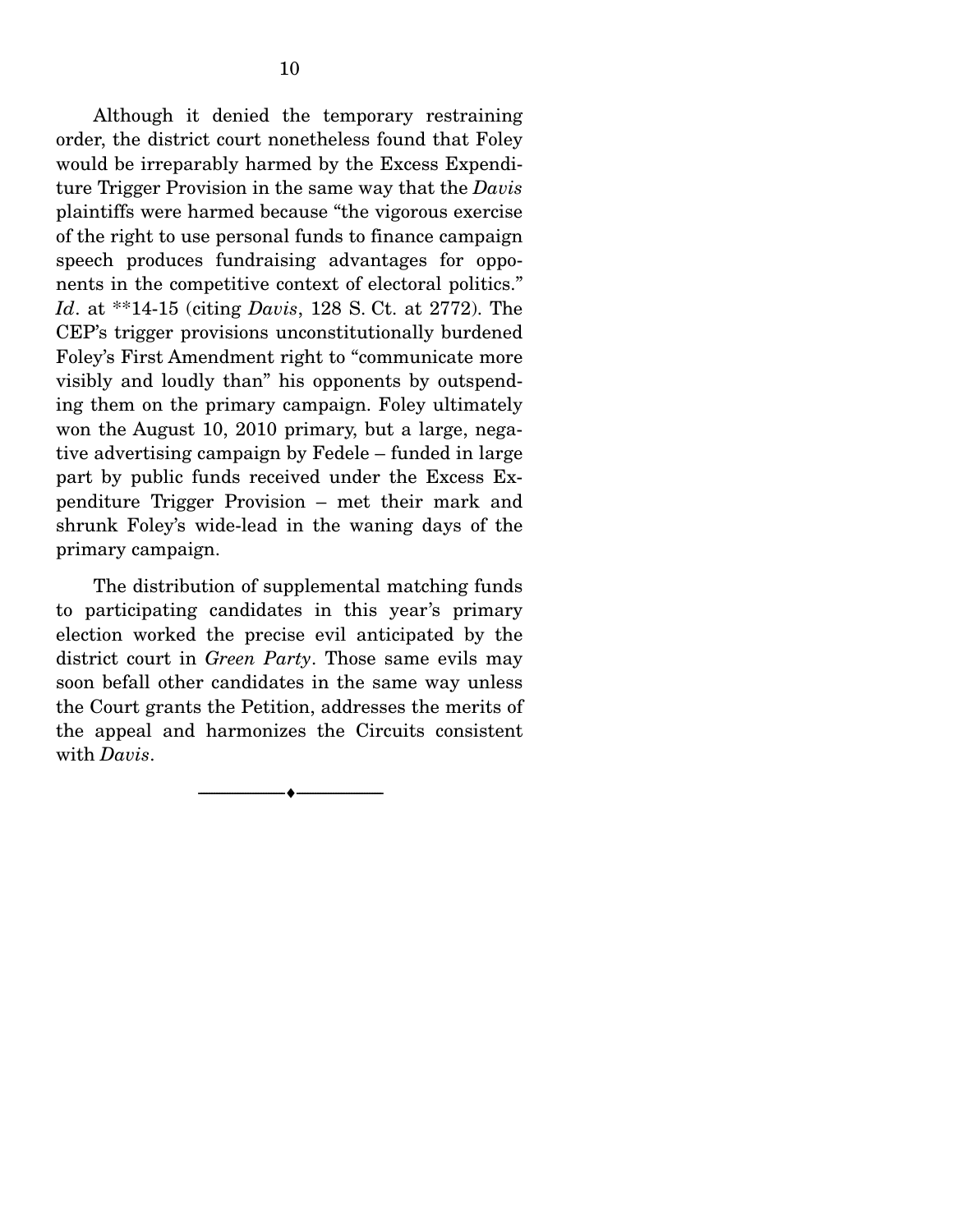Although it denied the temporary restraining order, the district court nonetheless found that Foley would be irreparably harmed by the Excess Expenditure Trigger Provision in the same way that the *Davis* plaintiffs were harmed because "the vigorous exercise of the right to use personal funds to finance campaign speech produces fundraising advantages for opponents in the competitive context of electoral politics." *Id*. at **14-15 (citing *Davis*, 128 S. Ct. at 2772). The CEP's trigger provisions unconstitutionally burdened Foley's First Amendment right to "communicate more visibly and loudly than" his opponents by outspending them on the primary campaign. Foley ultimately won the August 10, 2010 primary, but a large, negative advertising campaign by Fedele – funded in large part by public funds received under the Excess Expenditure Trigger Provision – met their mark and shrunk Foley's wide-lead in the waning days of the primary campaign.

The distribution of supplemental matching funds to participating candidates in this year's primary election worked the precise evil anticipated by the district court in *Green Party*. Those same evils may soon befall other candidates in the same way unless the Court grants the Petition, addresses the merits of the appeal and harmonizes the Circuits consistent with *Davis*.

---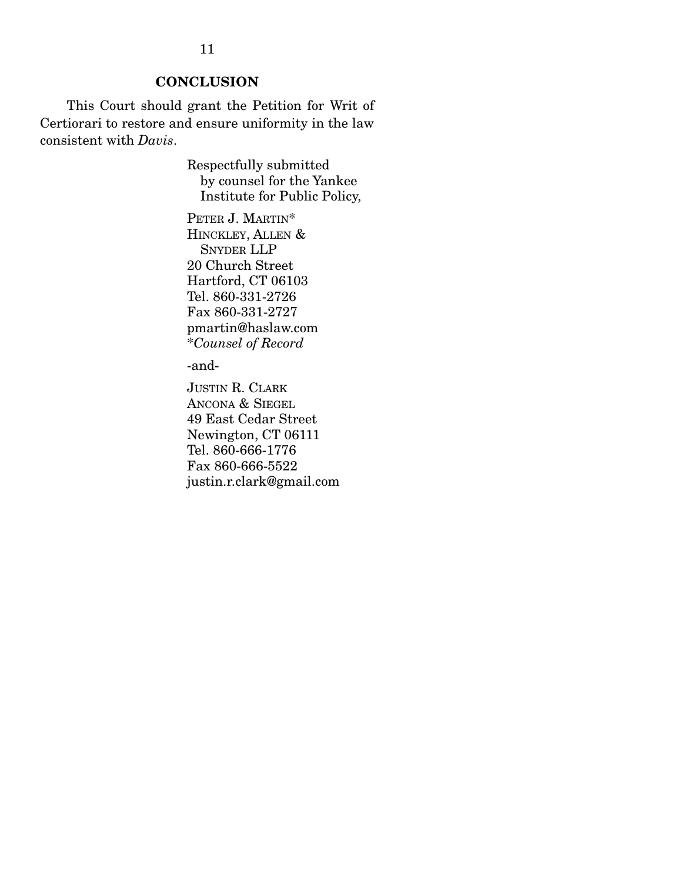## CONCLUSION

This Court should grant the Petition for Writ of Certiorari to restore and ensure uniformity in the law consistent with *Davis*.

Respectfully submitted
by counsel for the Yankee
Institute for Public Policy,

PETER J. MARTIN*
HINCKLEY, ALLEN &
SNYDER LLP
20 Church Street
Hartford, CT 06103
Tel. 860-331-2726
Fax 860-331-2727
pmartin@haslaw.com
**Counsel of Record*

-and-

JUSTIN R. CLARK
ANCONA & SIEGEL
49 East Cedar Street
Newington, CT 06111
Tel. 860-666-1776
Fax 860-666-5522
justin.r.clark@gmail.com